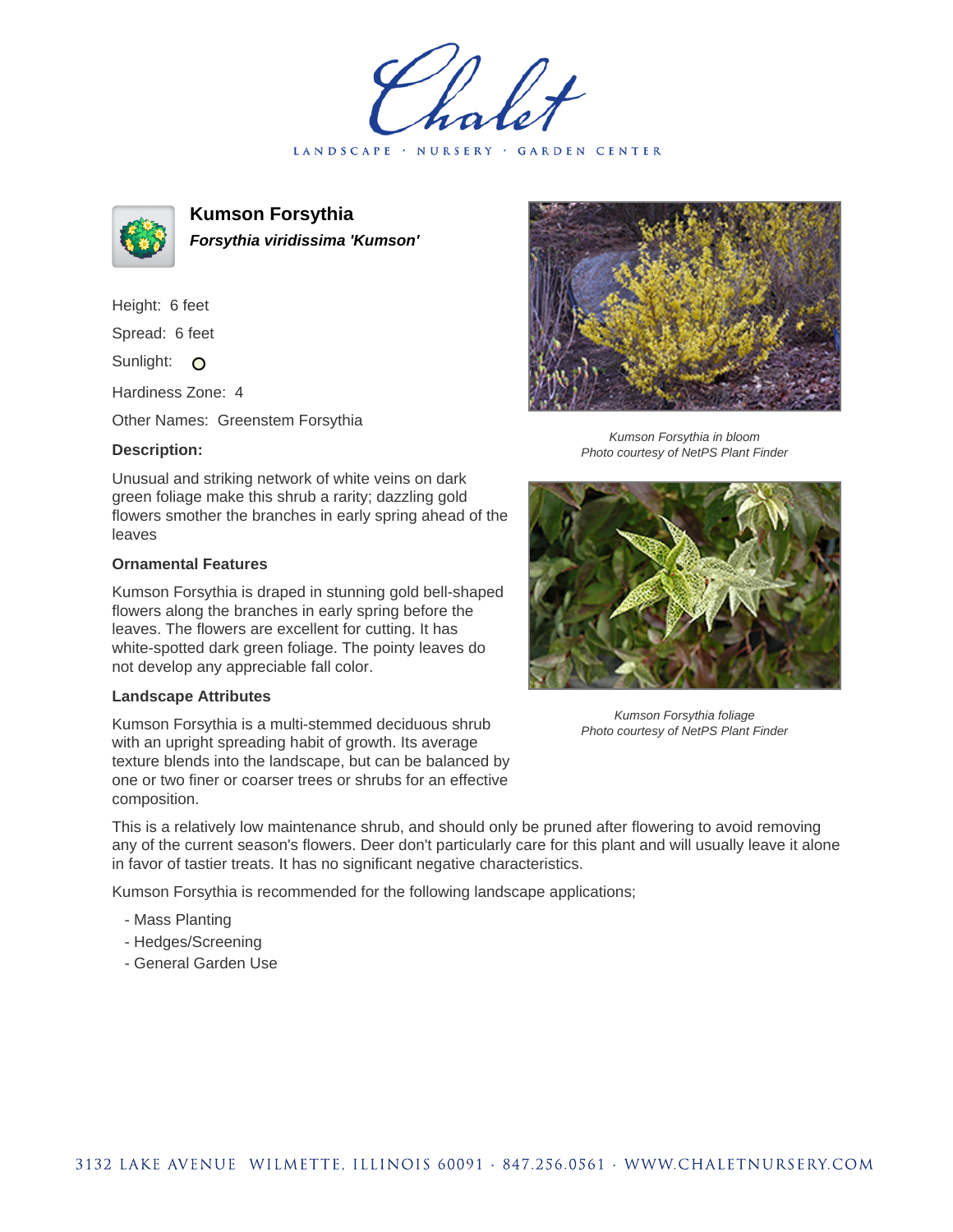# Chalet

LANDSCAPE · NURSERY · GARDEN CENTER

## Kumson Forsythia

***Forsythia viridissima 'Kumson'***

Height: 6 feet

Spread: 6 feet

Sunlight: O

Hardiness Zone: 4

Other Names: Greenstem Forsythia

**Description:**

Unusual and striking network of white veins on dark green foliage make this shrub a rarity; dazzling gold flowers smother the branches in early spring ahead of the leaves

*Kumson Forsythia in bloom*
*Photo courtesy of NetPS Plant Finder*

*Kumson Forsythia foliage*
*Photo courtesy of NetPS Plant Finder*

### Ornamental Features

Kumson Forsythia is draped in stunning gold bell-shaped flowers along the branches in early spring before the leaves. The flowers are excellent for cutting. It has white-spotted dark green foliage. The pointy leaves do not develop any appreciable fall color.

### Landscape Attributes

Kumson Forsythia is a multi-stemmed deciduous shrub with an upright spreading habit of growth. Its average texture blends into the landscape, but can be balanced by one or two finer or coarser trees or shrubs for an effective composition.

This is a relatively low maintenance shrub, and should only be pruned after flowering to avoid removing any of the current season's flowers. Deer don't particularly care for this plant and will usually leave it alone in favor of tastier treats. It has no significant negative characteristics.

Kumson Forsythia is recommended for the following landscape applications;

- Mass Planting
- Hedges/Screening
- General Garden Use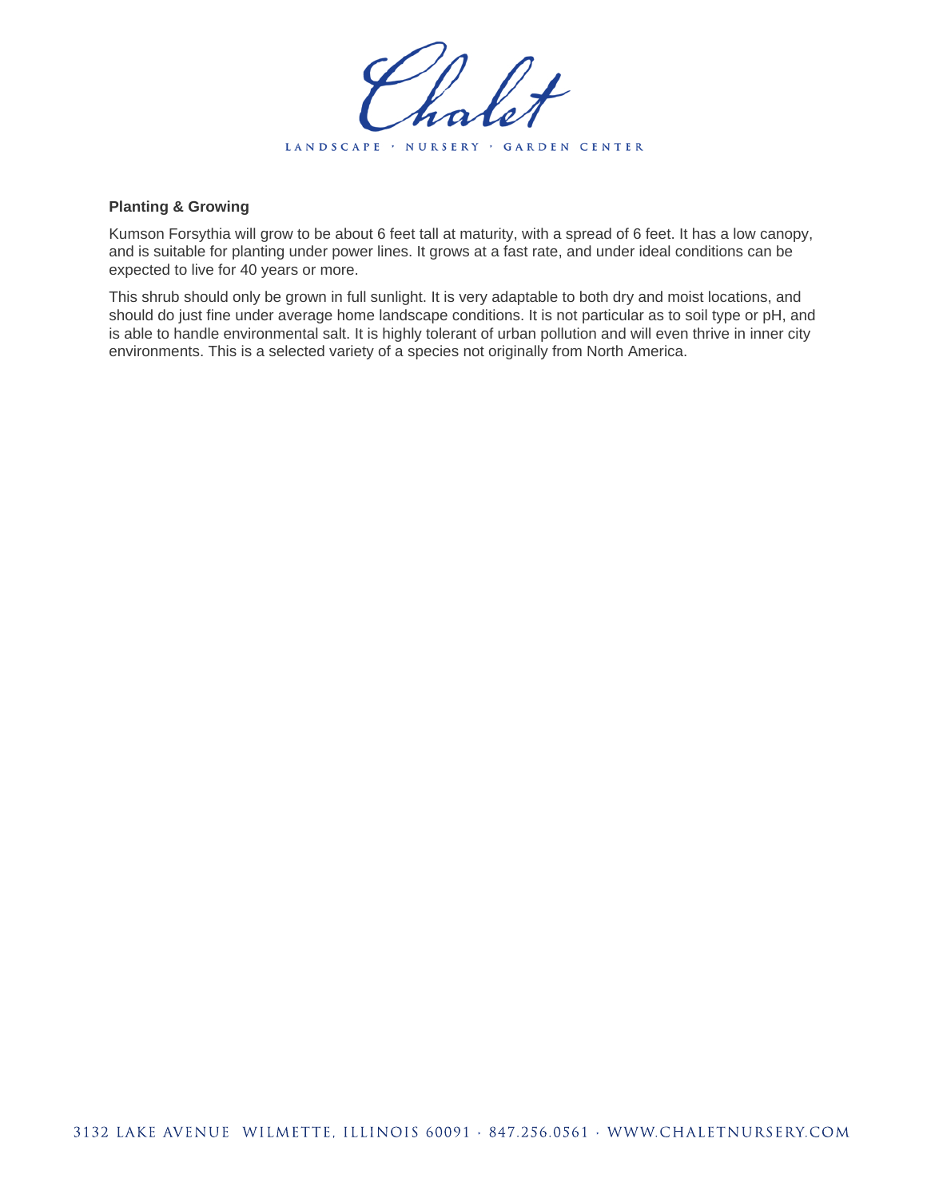**Planting & Growing**

Kumson Forsythia will grow to be about 6 feet tall at maturity, with a spread of 6 feet. It has a low canopy, and is suitable for planting under power lines. It grows at a fast rate, and under ideal conditions can be expected to live for 40 years or more.

This shrub should only be grown in full sunlight. It is very adaptable to both dry and moist locations, and should do just fine under average home landscape conditions. It is not particular as to soil type or pH, and is able to handle environmental salt. It is highly tolerant of urban pollution and will even thrive in inner city environments. This is a selected variety of a species not originally from North America.